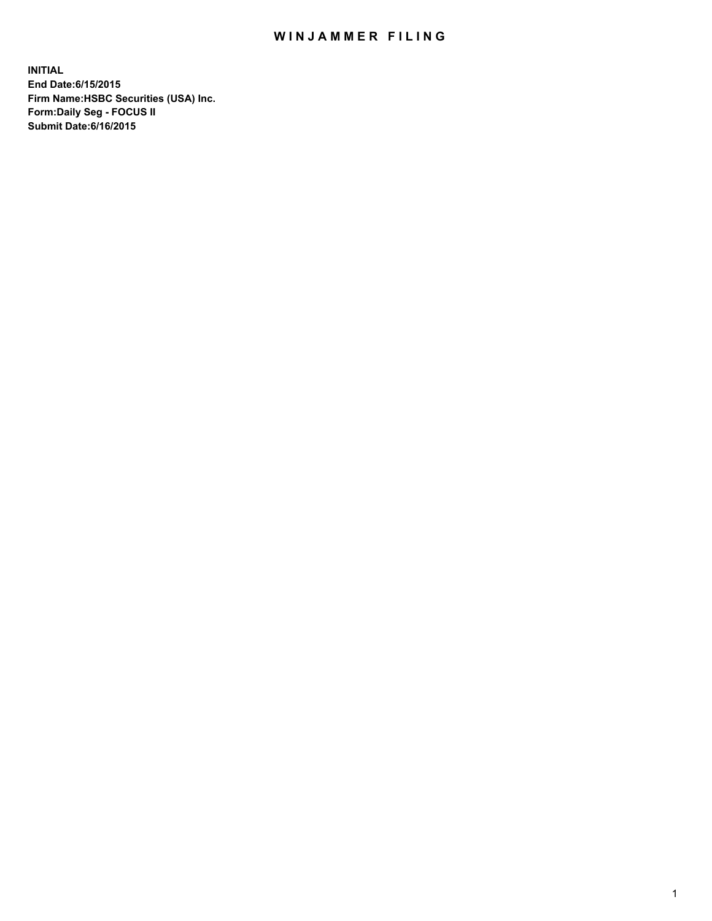# WINJAMMER FILING

**INITIAL**
**End Date:6/15/2015**
**Firm Name:HSBC Securities (USA) Inc.**
**Form:Daily Seg - FOCUS II**
**Submit Date:6/16/2015**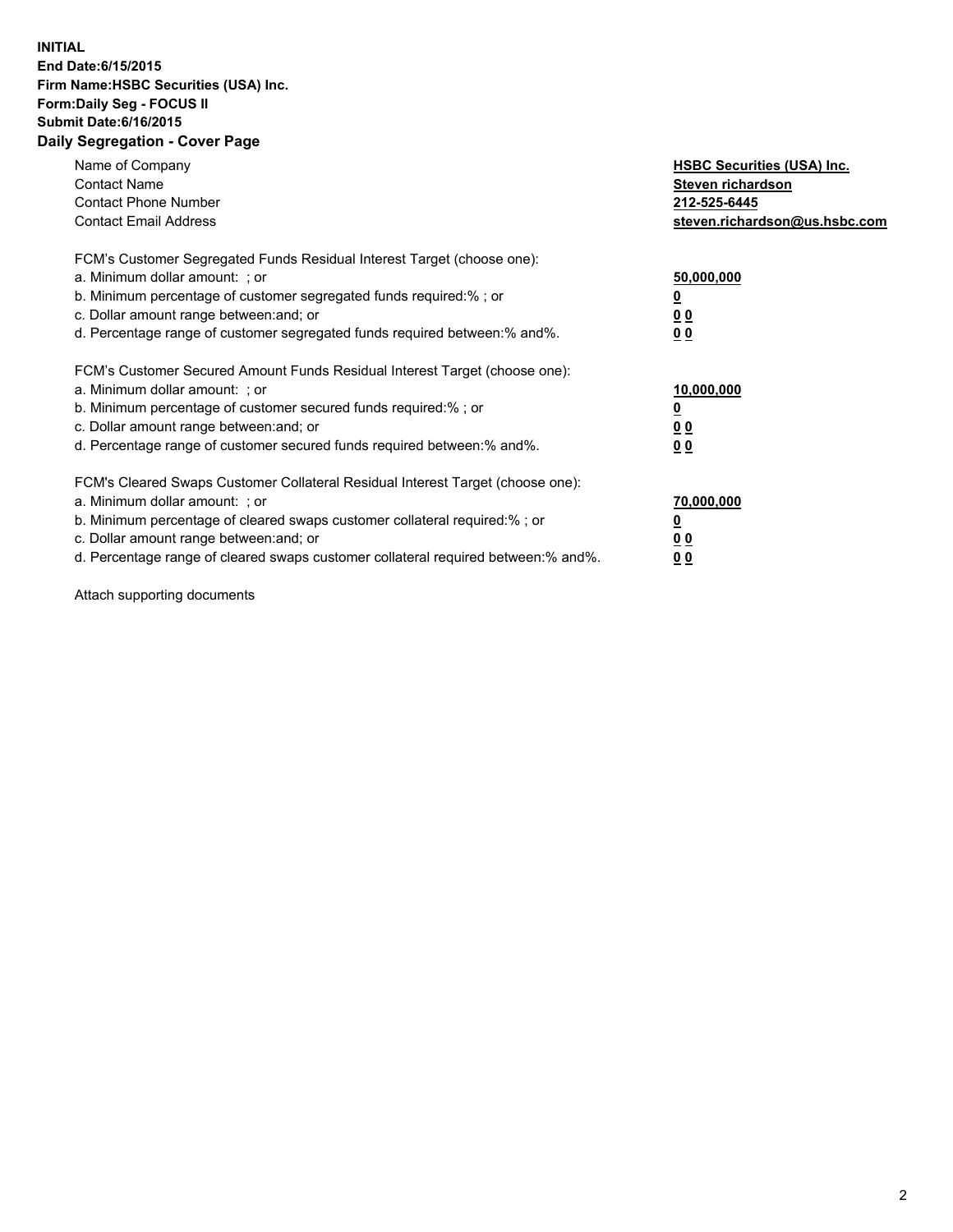**INITIAL**
**End Date:6/15/2015**
**Firm Name:HSBC Securities (USA) Inc.**
**Form:Daily Seg - FOCUS II**
**Submit Date:6/16/2015**

## Daily Segregation - Cover Page

| | |
|---|---|
| Name of Company | **HSBC Securities (USA) Inc.** |
| Contact Name | **Steven richardson** |
| Contact Phone Number | **212-525-6445** |
| Contact Email Address | **steven.richardson@us.hsbc.com** |

| | |
|---|---|
| FCM's Customer Segregated Funds Residual Interest Target (choose one): | |
| a. Minimum dollar amount: ; or | **50,000,000** |
| b. Minimum percentage of customer segregated funds required:% ; or | **0** |
| c. Dollar amount range between:and; or | **0 0** |
| d. Percentage range of customer segregated funds required between:% and%. | **0 0** |
| FCM's Customer Secured Amount Funds Residual Interest Target (choose one): | |
| a. Minimum dollar amount: ; or | **10,000,000** |
| b. Minimum percentage of customer secured funds required:% ; or | **0** |
| c. Dollar amount range between:and; or | **0 0** |
| d. Percentage range of customer secured funds required between:% and%. | **0 0** |
| FCM's Cleared Swaps Customer Collateral Residual Interest Target (choose one): | |
| a. Minimum dollar amount: ; or | **70,000,000** |
| b. Minimum percentage of cleared swaps customer collateral required:% ; or | **0** |
| c. Dollar amount range between:and; or | **0 0** |
| d. Percentage range of cleared swaps customer collateral required between:% and%. | **0 0** |

Attach supporting documents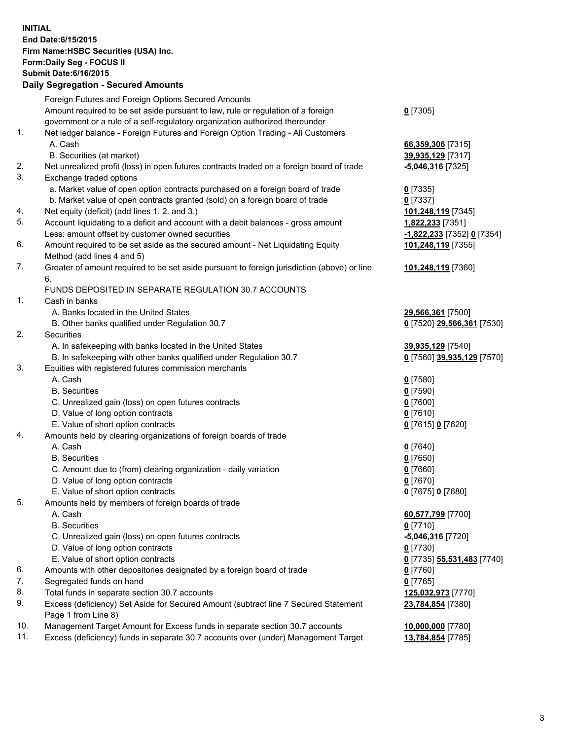**INITIAL**
**End Date:6/15/2015**
**Firm Name:HSBC Securities (USA) Inc.**
**Form:Daily Seg - FOCUS II**
**Submit Date:6/16/2015**

## Daily Segregation - Secured Amounts

| | | |
|---|---|---|
| | Foreign Futures and Foreign Options Secured Amounts | |
| | Amount required to be set aside pursuant to law, rule or regulation of a foreign government or a rule of a self-regulatory organization authorized thereunder | **0** [7305] |
| 1. | Net ledger balance - Foreign Futures and Foreign Option Trading - All Customers | |
| | A. Cash | **66,359,306** [7315] |
| | B. Securities (at market) | **39,935,129** [7317] |
| 2. | Net unrealized profit (loss) in open futures contracts traded on a foreign board of trade | **-5,046,316** [7325] |
| 3. | Exchange traded options | |
| | a. Market value of open option contracts purchased on a foreign board of trade | **0** [7335] |
| | b. Market value of open contracts granted (sold) on a foreign board of trade | **0** [7337] |
| 4. | Net equity (deficit) (add lines 1. 2. and 3.) | **101,248,119** [7345] |
| 5. | Account liquidating to a deficit and account with a debit balances - gross amount | **1,822,233** [7351] |
| | Less: amount offset by customer owned securities | **-1,822,233** [7352] **0** [7354] |
| 6. | Amount required to be set aside as the secured amount - Net Liquidating Equity Method (add lines 4 and 5) | **101,248,119** [7355] |
| 7. | Greater of amount required to be set aside pursuant to foreign jurisdiction (above) or line 6. | **101,248,119** [7360] |
| | FUNDS DEPOSITED IN SEPARATE REGULATION 30.7 ACCOUNTS | |
| 1. | Cash in banks | |
| | A. Banks located in the United States | **29,566,361** [7500] |
| | B. Other banks qualified under Regulation 30.7 | **0** [7520] **29,566,361** [7530] |
| 2. | Securities | |
| | A. In safekeeping with banks located in the United States | **39,935,129** [7540] |
| | B. In safekeeping with other banks qualified under Regulation 30.7 | **0** [7560] **39,935,129** [7570] |
| 3. | Equities with registered futures commission merchants | |
| | A. Cash | **0** [7580] |
| | B. Securities | **0** [7590] |
| | C. Unrealized gain (loss) on open futures contracts | **0** [7600] |
| | D. Value of long option contracts | **0** [7610] |
| | E. Value of short option contracts | **0** [7615] **0** [7620] |
| 4. | Amounts held by clearing organizations of foreign boards of trade | |
| | A. Cash | **0** [7640] |
| | B. Securities | **0** [7650] |
| | C. Amount due to (from) clearing organization - daily variation | **0** [7660] |
| | D. Value of long option contracts | **0** [7670] |
| | E. Value of short option contracts | **0** [7675] **0** [7680] |
| 5. | Amounts held by members of foreign boards of trade | |
| | A. Cash | **60,577,799** [7700] |
| | B. Securities | **0** [7710] |
| | C. Unrealized gain (loss) on open futures contracts | **-5,046,316** [7720] |
| | D. Value of long option contracts | **0** [7730] |
| | E. Value of short option contracts | **0** [7735] **55,531,483** [7740] |
| 6. | Amounts with other depositories designated by a foreign board of trade | **0** [7760] |
| 7. | Segregated funds on hand | **0** [7765] |
| 8. | Total funds in separate section 30.7 accounts | **125,032,973** [7770] |
| 9. | Excess (deficiency) Set Aside for Secured Amount (subtract line 7 Secured Statement Page 1 from Line 8) | **23,784,854** [7380] |
| 10. | Management Target Amount for Excess funds in separate section 30.7 accounts | **10,000,000** [7780] |
| 11. | Excess (deficiency) funds in separate 30.7 accounts over (under) Management Target | **13,784,854** [7785] |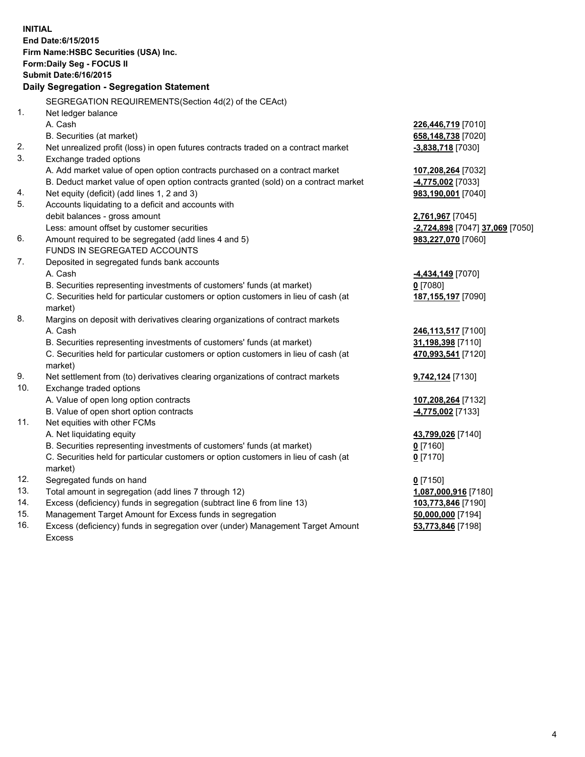**INITIAL**
**End Date:6/15/2015**
**Firm Name:HSBC Securities (USA) Inc.**
**Form:Daily Seg - FOCUS II**
**Submit Date:6/16/2015**

**Daily Segregation - Segregation Statement**

| | SEGREGATION REQUIREMENTS(Section 4d(2) of the CEAct) | |
|---|---|---|
| 1. | Net ledger balance | |
| | A. Cash | **226,446,719** [7010] |
| | B. Securities (at market) | **658,148,738** [7020] |
| 2. | Net unrealized profit (loss) in open futures contracts traded on a contract market | **-3,838,718** [7030] |
| 3. | Exchange traded options | |
| | A. Add market value of open option contracts purchased on a contract market | **107,208,264** [7032] |
| | B. Deduct market value of open option contracts granted (sold) on a contract market | **-4,775,002** [7033] |
| 4. | Net equity (deficit) (add lines 1, 2 and 3) | **983,190,001** [7040] |
| 5. | Accounts liquidating to a deficit and accounts with debit balances - gross amount | **2,761,967** [7045] |
| | Less: amount offset by customer securities | **-2,724,898** [7047] **37,069** [7050] |
| 6. | Amount required to be segregated (add lines 4 and 5) | **983,227,070** [7060] |
| | FUNDS IN SEGREGATED ACCOUNTS | |
| 7. | Deposited in segregated funds bank accounts | |
| | A. Cash | **-4,434,149** [7070] |
| | B. Securities representing investments of customers' funds (at market) | **0** [7080] |
| | C. Securities held for particular customers or option customers in lieu of cash (at market) | **187,155,197** [7090] |
| 8. | Margins on deposit with derivatives clearing organizations of contract markets | |
| | A. Cash | **246,113,517** [7100] |
| | B. Securities representing investments of customers' funds (at market) | **31,198,398** [7110] |
| | C. Securities held for particular customers or option customers in lieu of cash (at market) | **470,993,541** [7120] |
| 9. | Net settlement from (to) derivatives clearing organizations of contract markets | **9,742,124** [7130] |
| 10. | Exchange traded options | |
| | A. Value of open long option contracts | **107,208,264** [7132] |
| | B. Value of open short option contracts | **-4,775,002** [7133] |
| 11. | Net equities with other FCMs | |
| | A. Net liquidating equity | **43,799,026** [7140] |
| | B. Securities representing investments of customers' funds (at market) | **0** [7160] |
| | C. Securities held for particular customers or option customers in lieu of cash (at market) | **0** [7170] |
| 12. | Segregated funds on hand | **0** [7150] |
| 13. | Total amount in segregation (add lines 7 through 12) | **1,087,000,916** [7180] |
| 14. | Excess (deficiency) funds in segregation (subtract line 6 from line 13) | **103,773,846** [7190] |
| 15. | Management Target Amount for Excess funds in segregation | **50,000,000** [7194] |
| 16. | Excess (deficiency) funds in segregation over (under) Management Target Amount Excess | **53,773,846** [7198] |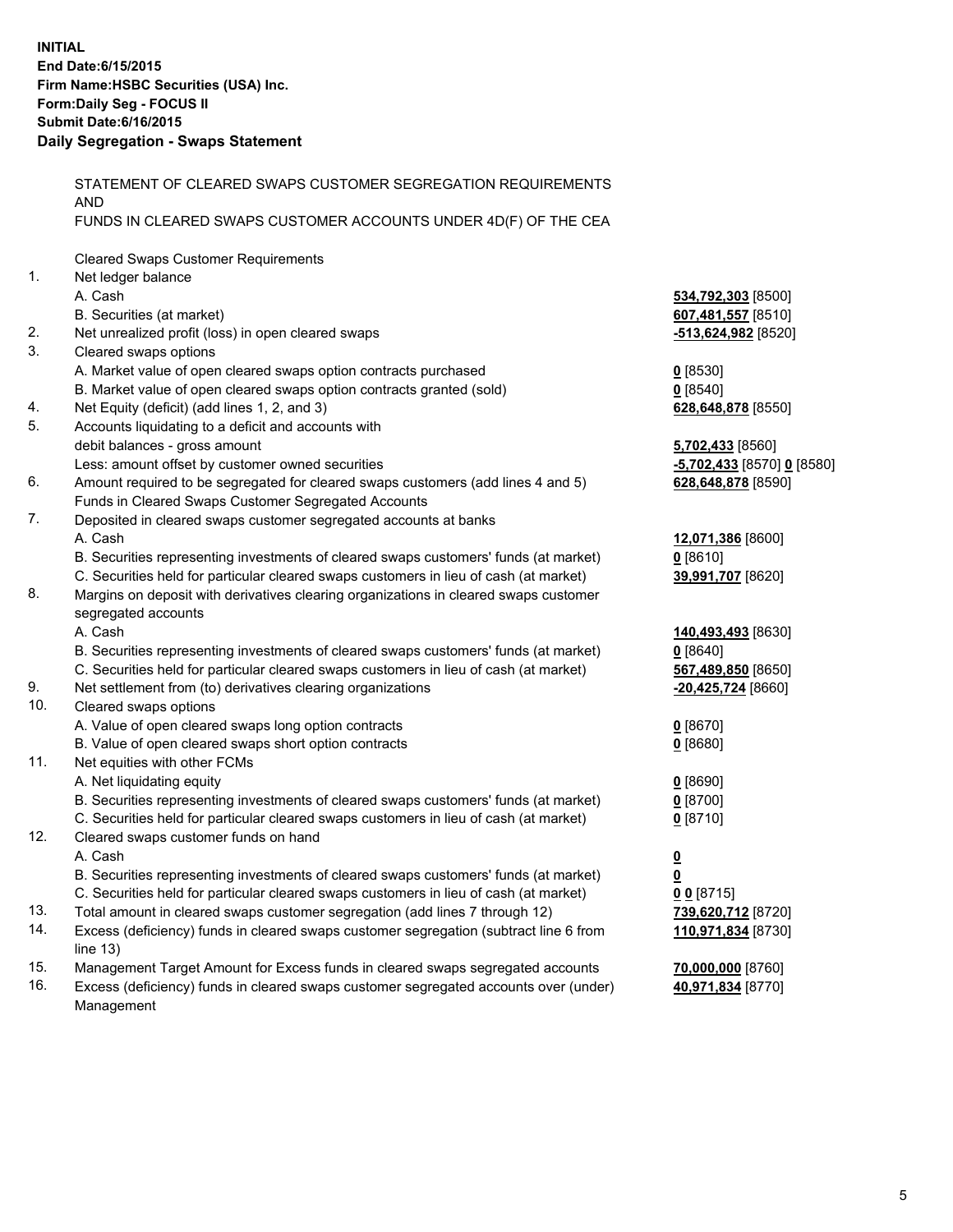**INITIAL**
**End Date:6/15/2015**
**Firm Name:HSBC Securities (USA) Inc.**
**Form:Daily Seg - FOCUS II**
**Submit Date:6/16/2015**
**Daily Segregation - Swaps Statement**

STATEMENT OF CLEARED SWAPS CUSTOMER SEGREGATION REQUIREMENTS AND FUNDS IN CLEARED SWAPS CUSTOMER ACCOUNTS UNDER 4D(F) OF THE CEA

| | | |
|---|---|---|
| | Cleared Swaps Customer Requirements | |
| 1. | Net ledger balance | |
| | A. Cash | **534,792,303** [8500] |
| | B. Securities (at market) | **607,481,557** [8510] |
| 2. | Net unrealized profit (loss) in open cleared swaps | **-513,624,982** [8520] |
| 3. | Cleared swaps options | |
| | A. Market value of open cleared swaps option contracts purchased | **0** [8530] |
| | B. Market value of open cleared swaps option contracts granted (sold) | **0** [8540] |
| 4. | Net Equity (deficit) (add lines 1, 2, and 3) | **628,648,878** [8550] |
| 5. | Accounts liquidating to a deficit and accounts with debit balances - gross amount | **5,702,433** [8560] |
| | Less: amount offset by customer owned securities | **-5,702,433** [8570] **0** [8580] |
| 6. | Amount required to be segregated for cleared swaps customers (add lines 4 and 5) | **628,648,878** [8590] |
| | Funds in Cleared Swaps Customer Segregated Accounts | |
| 7. | Deposited in cleared swaps customer segregated accounts at banks | |
| | A. Cash | **12,071,386** [8600] |
| | B. Securities representing investments of cleared swaps customers' funds (at market) | **0** [8610] |
| | C. Securities held for particular cleared swaps customers in lieu of cash (at market) | **39,991,707** [8620] |
| 8. | Margins on deposit with derivatives clearing organizations in cleared swaps customer segregated accounts | |
| | A. Cash | **140,493,493** [8630] |
| | B. Securities representing investments of cleared swaps customers' funds (at market) | **0** [8640] |
| | C. Securities held for particular cleared swaps customers in lieu of cash (at market) | **567,489,850** [8650] |
| 9. | Net settlement from (to) derivatives clearing organizations | **-20,425,724** [8660] |
| 10. | Cleared swaps options | |
| | A. Value of open cleared swaps long option contracts | **0** [8670] |
| | B. Value of open cleared swaps short option contracts | **0** [8680] |
| 11. | Net equities with other FCMs | |
| | A. Net liquidating equity | **0** [8690] |
| | B. Securities representing investments of cleared swaps customers' funds (at market) | **0** [8700] |
| | C. Securities held for particular cleared swaps customers in lieu of cash (at market) | **0** [8710] |
| 12. | Cleared swaps customer funds on hand | |
| | A. Cash | **0** |
| | B. Securities representing investments of cleared swaps customers' funds (at market) | **0** |
| | C. Securities held for particular cleared swaps customers in lieu of cash (at market) | **0** **0** [8715] |
| 13. | Total amount in cleared swaps customer segregation (add lines 7 through 12) | **739,620,712** [8720] |
| 14. | Excess (deficiency) funds in cleared swaps customer segregation (subtract line 6 from line 13) | **110,971,834** [8730] |
| 15. | Management Target Amount for Excess funds in cleared swaps segregated accounts | **70,000,000** [8760] |
| 16. | Excess (deficiency) funds in cleared swaps customer segregated accounts over (under) Management | **40,971,834** [8770] |